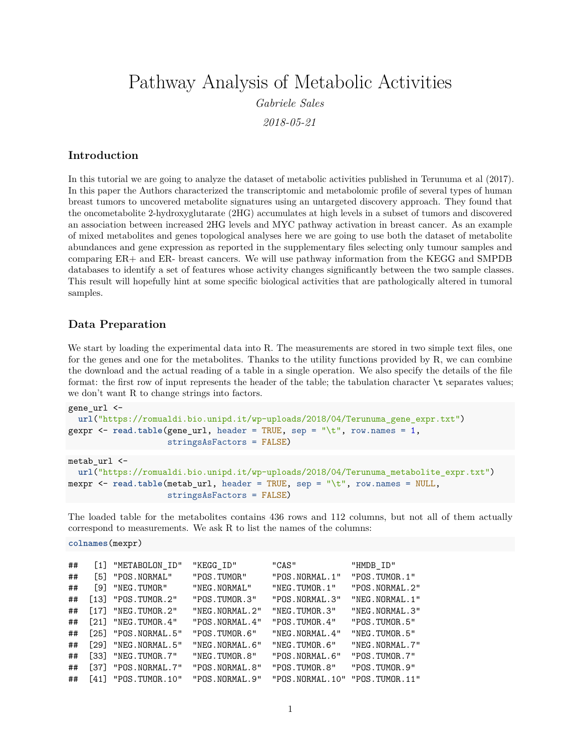# Pathway Analysis of Metabolic Activities

*Gabriele Sales*

*2018-05-21*

## Introduction

In this tutorial we are going to analyze the dataset of metabolic activities published in Terunuma et al (2017). In this paper the Authors characterized the transcriptomic and metabolomic profile of several types of human breast tumors to uncovered metabolite signatures using an untargeted discovery approach. They found that the oncometabolite 2-hydroxyglutarate (2HG) accumulates at high levels in a subset of tumors and discovered an association between increased 2HG levels and MYC pathway activation in breast cancer. As an example of mixed metabolites and genes topological analyses here we are going to use both the dataset of metabolite abundances and gene expression as reported in the supplementary files selecting only tumour samples and comparing ER+ and ER- breast cancers. We will use pathway information from the KEGG and SMPDB databases to identify a set of features whose activity changes significantly between the two sample classes. This result will hopefully hint at some specific biological activities that are pathologically altered in tumoral samples.

## Data Preparation

We start by loading the experimental data into R. The measurements are stored in two simple text files, one for the genes and one for the metabolites. Thanks to the utility functions provided by R, we can combine the download and the actual reading of a table in a single operation. We also specify the details of the file format: the first row of input represents the header of the table; the tabulation character `\t` separates values; we don't want R to change strings into factors.

```
gene_url <-
  url("https://romualdi.bio.unipd.it/wp-uploads/2018/04/Terunuma_gene_expr.txt")
gexpr <- read.table(gene_url, header = TRUE, sep = "\t", row.names = 1,
                    stringsAsFactors = FALSE)
```

```
metab_url <-
  url("https://romualdi.bio.unipd.it/wp-uploads/2018/04/Terunuma_metabolite_expr.txt")
mexpr <- read.table(metab_url, header = TRUE, sep = "\t", row.names = NULL,
                    stringsAsFactors = FALSE)
```

The loaded table for the metabolites contains 436 rows and 112 columns, but not all of them actually correspond to measurements. We ask R to list the names of the columns:

```
colnames(mexpr)
```

```
##   [1] "METABOLON_ID"  "KEGG_ID"       "CAS"           "HMDB_ID"
##   [5] "POS.NORMAL"    "POS.TUMOR"     "POS.NORMAL.1"  "POS.TUMOR.1"
##   [9] "NEG.TUMOR"     "NEG.NORMAL"    "NEG.TUMOR.1"   "POS.NORMAL.2"
##  [13] "POS.TUMOR.2"   "POS.TUMOR.3"   "POS.NORMAL.3"  "NEG.NORMAL.1"
##  [17] "NEG.TUMOR.2"   "NEG.NORMAL.2"  "NEG.TUMOR.3"   "NEG.NORMAL.3"
##  [21] "NEG.TUMOR.4"   "POS.NORMAL.4"  "POS.TUMOR.4"   "POS.TUMOR.5"
##  [25] "POS.NORMAL.5"  "POS.TUMOR.6"   "NEG.NORMAL.4"  "NEG.TUMOR.5"
##  [29] "NEG.NORMAL.5"  "NEG.NORMAL.6"  "NEG.TUMOR.6"   "NEG.NORMAL.7"
##  [33] "NEG.TUMOR.7"   "NEG.TUMOR.8"   "POS.NORMAL.6"  "POS.TUMOR.7"
##  [37] "POS.NORMAL.7"  "POS.NORMAL.8"  "POS.TUMOR.8"   "POS.TUMOR.9"
##  [41] "POS.TUMOR.10"  "POS.NORMAL.9"  "POS.NORMAL.10" "POS.TUMOR.11"
```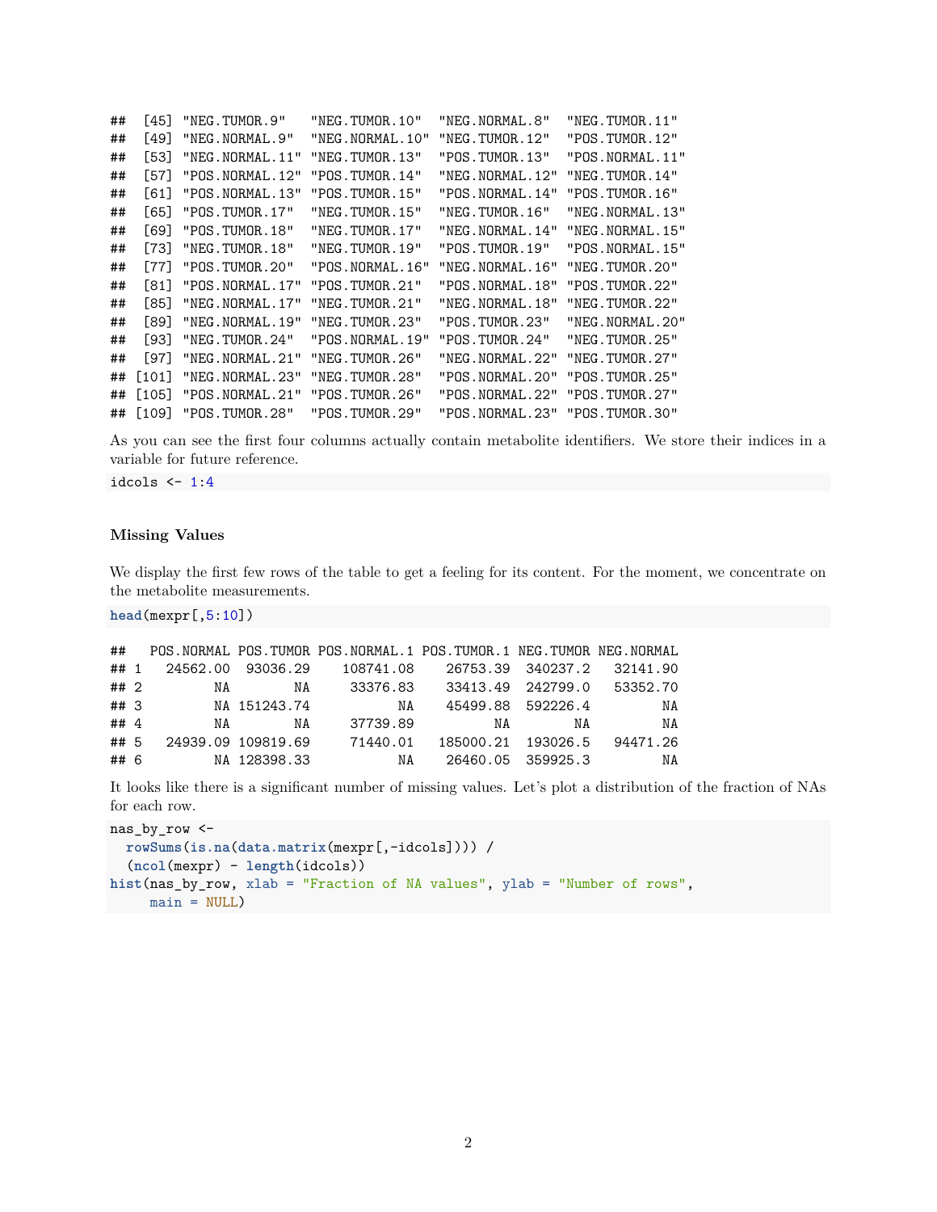```
##  [45] "NEG.TUMOR.9"   "NEG.TUMOR.10"  "NEG.NORMAL.8"  "NEG.TUMOR.11"
##  [49] "NEG.NORMAL.9"  "NEG.NORMAL.10" "NEG.TUMOR.12"  "POS.TUMOR.12"
##  [53] "NEG.NORMAL.11" "NEG.TUMOR.13"  "POS.TUMOR.13"  "POS.NORMAL.11"
##  [57] "POS.NORMAL.12" "POS.TUMOR.14"  "NEG.NORMAL.12" "NEG.TUMOR.14"
##  [61] "POS.NORMAL.13" "POS.TUMOR.15"  "POS.NORMAL.14" "POS.TUMOR.16"
##  [65] "POS.TUMOR.17"  "NEG.TUMOR.15"  "NEG.TUMOR.16"  "NEG.NORMAL.13"
##  [69] "POS.TUMOR.18"  "NEG.TUMOR.17"  "NEG.NORMAL.14" "NEG.NORMAL.15"
##  [73] "NEG.TUMOR.18"  "NEG.TUMOR.19"  "POS.TUMOR.19"  "POS.NORMAL.15"
##  [77] "POS.TUMOR.20"  "POS.NORMAL.16" "NEG.NORMAL.16" "NEG.TUMOR.20"
##  [81] "POS.NORMAL.17" "POS.TUMOR.21"  "POS.NORMAL.18" "POS.TUMOR.22"
##  [85] "NEG.NORMAL.17" "NEG.TUMOR.21"  "NEG.NORMAL.18" "NEG.TUMOR.22"
##  [89] "NEG.NORMAL.19" "NEG.TUMOR.23"  "POS.TUMOR.23"  "NEG.NORMAL.20"
##  [93] "NEG.TUMOR.24"  "POS.NORMAL.19" "POS.TUMOR.24"  "NEG.TUMOR.25"
##  [97] "NEG.NORMAL.21" "NEG.TUMOR.26"  "NEG.NORMAL.22" "NEG.TUMOR.27"
## [101] "NEG.NORMAL.23" "NEG.TUMOR.28"  "POS.NORMAL.20" "POS.TUMOR.25"
## [105] "POS.NORMAL.21" "POS.TUMOR.26"  "POS.NORMAL.22" "POS.TUMOR.27"
## [109] "POS.TUMOR.28"  "POS.TUMOR.29"  "POS.NORMAL.23" "POS.TUMOR.30"
```

As you can see the first four columns actually contain metabolite identifiers. We store their indices in a variable for future reference.

```
idcols <- 1:4
```

#### Missing Values

We display the first few rows of the table to get a feeling for its content. For the moment, we concentrate on the metabolite measurements.

```
head(mexpr[,5:10])
```

```
##   POS.NORMAL POS.TUMOR POS.NORMAL.1 POS.TUMOR.1 NEG.TUMOR NEG.NORMAL
## 1   24562.00  93036.29    108741.08    26753.39  340237.2   32141.90
## 2         NA        NA     33376.83    33413.49  242799.0   53352.70
## 3         NA 151243.74           NA    45499.88  592226.4         NA
## 4         NA        NA     37739.89          NA        NA         NA
## 5   24939.09 109819.69     71440.01   185000.21  193026.5   94471.26
## 6         NA 128398.33           NA    26460.05  359925.3         NA
```

It looks like there is a significant number of missing values. Let's plot a distribution of the fraction of NAs for each row.

```
nas_by_row <-
  rowSums(is.na(data.matrix(mexpr[,-idcols]))) /
  (ncol(mexpr) - length(idcols))
hist(nas_by_row, xlab = "Fraction of NA values", ylab = "Number of rows",
     main = NULL)
```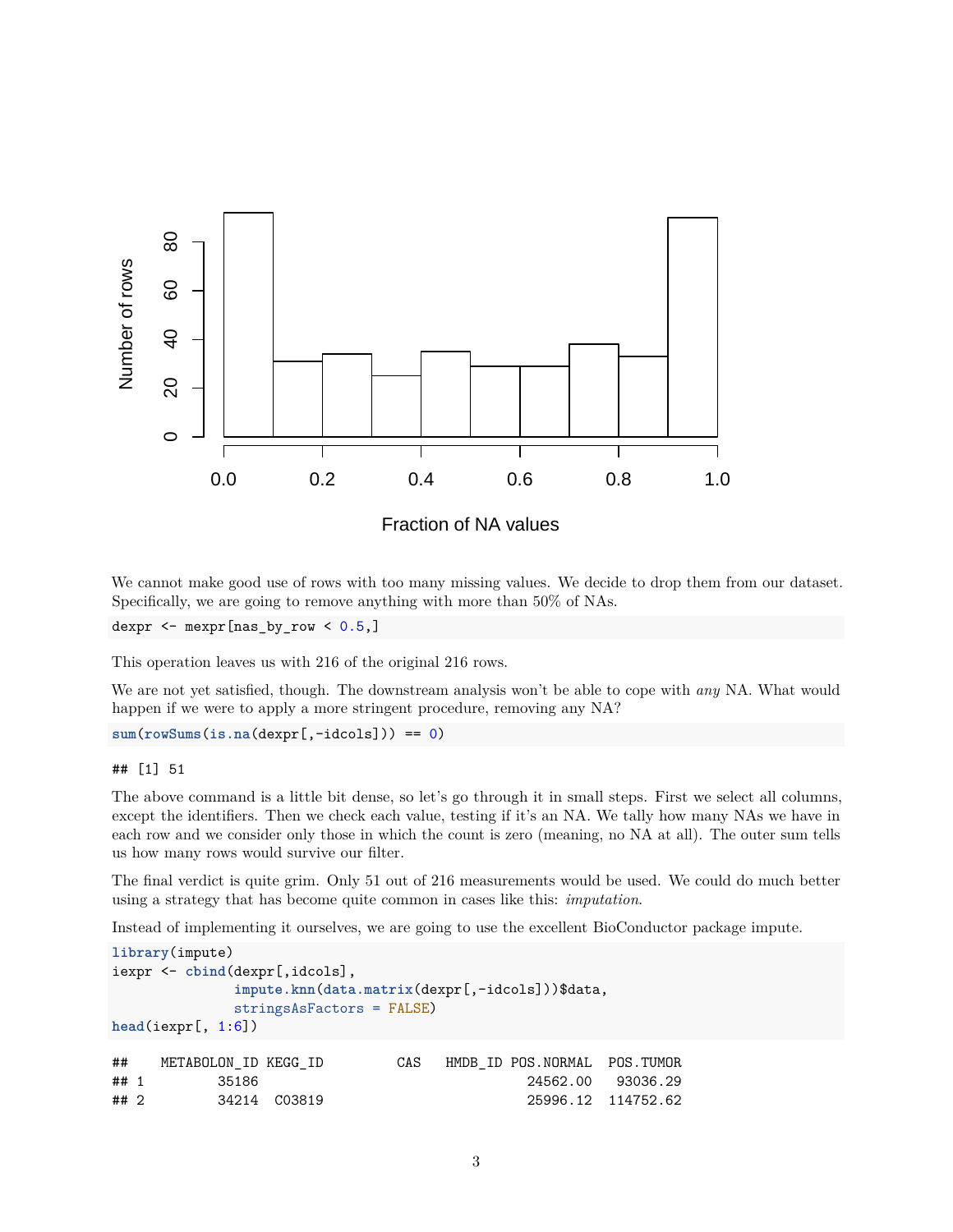We cannot make good use of rows with too many missing values. We decide to drop them from our dataset. Specifically, we are going to remove anything with more than 50% of NAs.

```
dexpr <- mexpr[nas_by_row < 0.5,]
```

This operation leaves us with 216 of the original 216 rows.

We are not yet satisfied, though. The downstream analysis won't be able to cope with *any* NA. What would happen if we were to apply a more stringent procedure, removing any NA?

```
sum(rowSums(is.na(dexpr[,-idcols])) == 0)
```

```
## [1] 51
```

The above command is a little bit dense, so let's go through it in small steps. First we select all columns, except the identifiers. Then we check each value, testing if it's an NA. We tally how many NAs we have in each row and we consider only those in which the count is zero (meaning, no NA at all). The outer sum tells us how many rows would survive our filter.

The final verdict is quite grim. Only 51 out of 216 measurements would be used. We could do much better using a strategy that has become quite common in cases like this: *imputation*.

Instead of implementing it ourselves, we are going to use the excellent BioConductor package impute.

```
library(impute)
iexpr <- cbind(dexpr[,idcols],
               impute.knn(data.matrix(dexpr[,-idcols]))$data,
               stringsAsFactors = FALSE)
head(iexpr[, 1:6])
```

```
##   METABOLON_ID KEGG_ID         CAS   HMDB_ID POS.NORMAL  POS.TUMOR
## 1        35186                                 24562.00   93036.29
## 2        34214  C03819                         25996.12  114752.62
```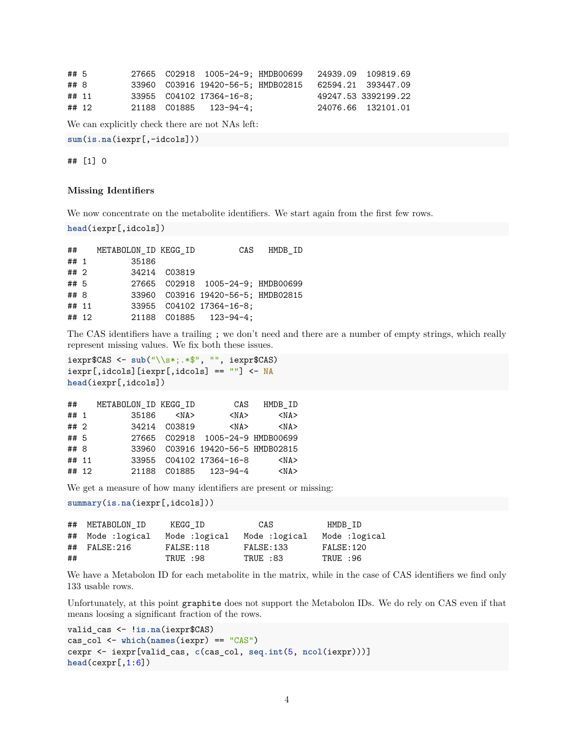```
## 5         27665  C02918  1005-24-9; HMDB00699   24939.09  109819.69
## 8         33960  C03916 19420-56-5; HMDB02815   62594.21  393447.09
## 11        33955  C04102 17364-16-8;            49247.53 3392199.22
## 12        21188  C01885   123-94-4;            24076.66  132101.01
```

We can explicitly check there are not NAs left:

```
sum(is.na(iexpr[,-idcols]))
```

```
## [1] 0
```

### Missing Identifiers

We now concentrate on the metabolite identifiers. We start again from the first few rows.

```
head(iexpr[,idcols])
```

```
##    METABOLON_ID KEGG_ID         CAS   HMDB_ID
## 1         35186
## 2         34214  C03819
## 5         27665  C02918  1005-24-9; HMDB00699
## 8         33960  C03916 19420-56-5; HMDB02815
## 11        33955  C04102 17364-16-8;
## 12        21188  C01885   123-94-4;
```

The CAS identifiers have a trailing ; we don't need and there are a number of empty strings, which really represent missing values. We fix both these issues.

```
iexpr$CAS <- sub("\\s*;.*$", "", iexpr$CAS)
iexpr[,idcols][iexpr[,idcols] == ""] <- NA
head(iexpr[,idcols])
```

```
##    METABOLON_ID KEGG_ID        CAS   HMDB_ID
## 1         35186    <NA>       <NA>      <NA>
## 2         34214  C03819       <NA>      <NA>
## 5         27665  C02918  1005-24-9 HMDB00699
## 8         33960  C03916 19420-56-5 HMDB02815
## 11        33955  C04102 17364-16-8      <NA>
## 12        21188  C01885   123-94-4      <NA>
```

We get a measure of how many identifiers are present or missing:

```
summary(is.na(iexpr[,idcols]))
```

```
##  METABOLON_ID     KEGG_ID           CAS           HMDB_ID
##  Mode :logical   Mode :logical   Mode :logical   Mode :logical
##  FALSE:216       FALSE:118       FALSE:133       FALSE:120
##                  TRUE :98        TRUE :83        TRUE :96
```

We have a Metabolon ID for each metabolite in the matrix, while in the case of CAS identifiers we find only 133 usable rows.

Unfortunately, at this point graphite does not support the Metabolon IDs. We do rely on CAS even if that means loosing a significant fraction of the rows.

```
valid_cas <- !is.na(iexpr$CAS)
cas_col <- which(names(iexpr) == "CAS")
cexpr <- iexpr[valid_cas, c(cas_col, seq.int(5, ncol(iexpr)))]
head(cexpr[,1:6])
```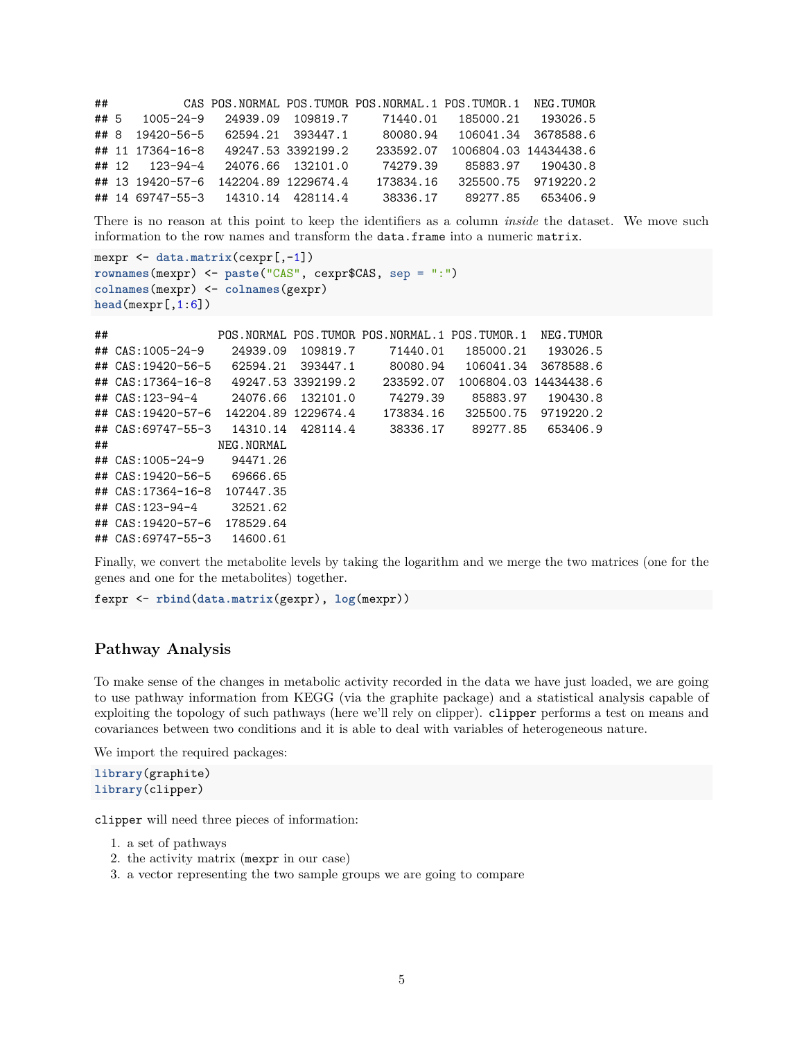```
##           CAS POS.NORMAL POS.TUMOR POS.NORMAL.1 POS.TUMOR.1  NEG.TUMOR
## 5   1005-24-9   24939.09  109819.7     71440.01   185000.21   193026.5
## 8  19420-56-5   62594.21  393447.1     80080.94   106041.34  3678588.6
## 11 17364-16-8   49247.53 3392199.2    233592.07  1006804.03 14434438.6
## 12   123-94-4   24076.66  132101.0     74279.39    85883.97   190430.8
## 13 19420-57-6  142204.89 1229674.4    173834.16   325500.75  9719220.2
## 14 69747-55-3   14310.14  428114.4     38336.17    89277.85   653406.9
```

There is no reason at this point to keep the identifiers as a column *inside* the dataset. We move such information to the row names and transform the `data.frame` into a numeric `matrix`.

```
mexpr <- data.matrix(cexpr[,-1])
rownames(mexpr) <- paste("CAS", cexpr$CAS, sep = ":")
colnames(mexpr) <- colnames(gexpr)
head(mexpr[,1:6])
```

```
##                POS.NORMAL POS.TUMOR POS.NORMAL.1 POS.TUMOR.1  NEG.TUMOR
## CAS:1005-24-9    24939.09  109819.7     71440.01   185000.21   193026.5
## CAS:19420-56-5   62594.21  393447.1     80080.94   106041.34  3678588.6
## CAS:17364-16-8   49247.53 3392199.2    233592.07  1006804.03 14434438.6
## CAS:123-94-4     24076.66  132101.0     74279.39    85883.97   190430.8
## CAS:19420-57-6  142204.89 1229674.4    173834.16   325500.75  9719220.2
## CAS:69747-55-3   14310.14  428114.4     38336.17    89277.85   653406.9
##                NEG.NORMAL
## CAS:1005-24-9    94471.26
## CAS:19420-56-5   69666.65
## CAS:17364-16-8  107447.35
## CAS:123-94-4     32521.62
## CAS:19420-57-6  178529.64
## CAS:69747-55-3   14600.61
```

Finally, we convert the metabolite levels by taking the logarithm and we merge the two matrices (one for the genes and one for the metabolites) together.

```
fexpr <- rbind(data.matrix(gexpr), log(mexpr))
```

## Pathway Analysis

To make sense of the changes in metabolic activity recorded in the data we have just loaded, we are going to use pathway information from KEGG (via the graphite package) and a statistical analysis capable of exploiting the topology of such pathways (here we'll rely on clipper). `clipper` performs a test on means and covariances between two conditions and it is able to deal with variables of heterogeneous nature.

We import the required packages:

```
library(graphite)
library(clipper)
```

`clipper` will need three pieces of information:

1. a set of pathways
2. the activity matrix (`mexpr` in our case)
3. a vector representing the two sample groups we are going to compare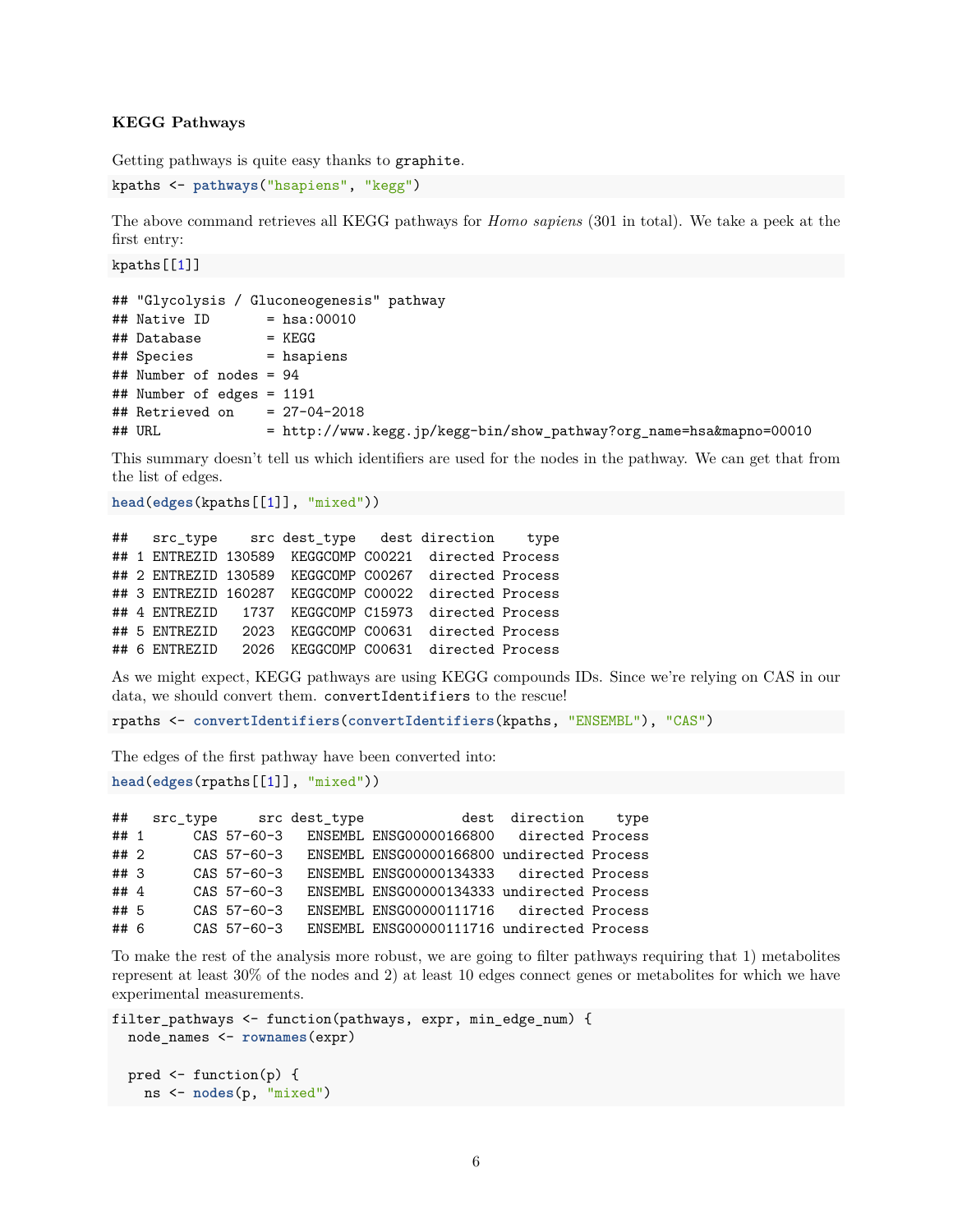### KEGG Pathways

Getting pathways is quite easy thanks to graphite.

```
kpaths <- pathways("hsapiens", "kegg")
```

The above command retrieves all KEGG pathways for *Homo sapiens* (301 in total). We take a peek at the first entry:

```
kpaths[[1]]
```

```
## "Glycolysis / Gluconeogenesis" pathway
## Native ID       = hsa:00010
## Database        = KEGG
## Species         = hsapiens
## Number of nodes = 94
## Number of edges = 1191
## Retrieved on    = 27-04-2018
## URL             = http://www.kegg.jp/kegg-bin/show_pathway?org_name=hsa&mapno=00010
```

This summary doesn't tell us which identifiers are used for the nodes in the pathway. We can get that from the list of edges.

```
head(edges(kpaths[[1]], "mixed"))
```

```
##   src_type    src dest_type   dest direction    type
## 1 ENTREZID 130589  KEGGCOMP C00221  directed Process
## 2 ENTREZID 130589  KEGGCOMP C00267  directed Process
## 3 ENTREZID 160287  KEGGCOMP C00022  directed Process
## 4 ENTREZID   1737  KEGGCOMP C15973  directed Process
## 5 ENTREZID   2023  KEGGCOMP C00631  directed Process
## 6 ENTREZID   2026  KEGGCOMP C00631  directed Process
```

As we might expect, KEGG pathways are using KEGG compounds IDs. Since we're relying on CAS in our data, we should convert them. convertIdentifiers to the rescue!

```
rpaths <- convertIdentifiers(convertIdentifiers(kpaths, "ENSEMBL"), "CAS")
```

The edges of the first pathway have been converted into:

```
head(edges(rpaths[[1]], "mixed"))
```

```
##   src_type     src dest_type            dest  direction    type
## 1      CAS 57-60-3   ENSEMBL ENSG00000166800   directed Process
## 2      CAS 57-60-3   ENSEMBL ENSG00000166800 undirected Process
## 3      CAS 57-60-3   ENSEMBL ENSG00000134333   directed Process
## 4      CAS 57-60-3   ENSEMBL ENSG00000134333 undirected Process
## 5      CAS 57-60-3   ENSEMBL ENSG00000111716   directed Process
## 6      CAS 57-60-3   ENSEMBL ENSG00000111716 undirected Process
```

To make the rest of the analysis more robust, we are going to filter pathways requiring that 1) metabolites represent at least 30% of the nodes and 2) at least 10 edges connect genes or metabolites for which we have experimental measurements.

```
filter_pathways <- function(pathways, expr, min_edge_num) {
  node_names <- rownames(expr)

  pred <- function(p) {
    ns <- nodes(p, "mixed")
```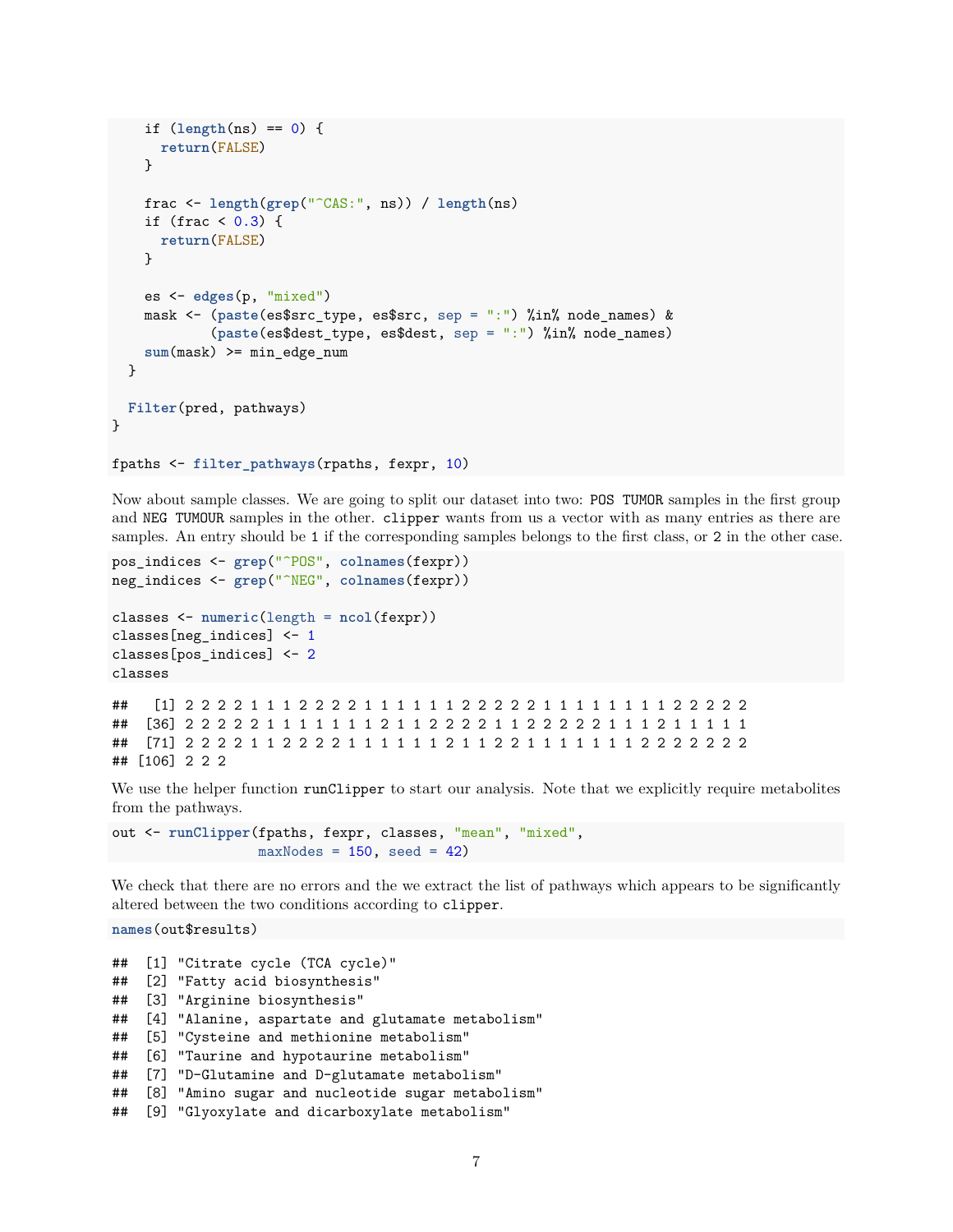```r
    if (length(ns) == 0) {
      return(FALSE)
    }

    frac <- length(grep("^CAS:", ns)) / length(ns)
    if (frac < 0.3) {
      return(FALSE)
    }

    es <- edges(p, "mixed")
    mask <- (paste(es$src_type, es$src, sep = ":") %in% node_names) &
            (paste(es$dest_type, es$dest, sep = ":") %in% node_names)
    sum(mask) >= min_edge_num
  }

  Filter(pred, pathways)
}

fpaths <- filter_pathways(rpaths, fexpr, 10)
```

Now about sample classes. We are going to split our dataset into two: `POS TUMOR` samples in the first group and `NEG TUMOUR` samples in the other. `clipper` wants from us a vector with as many entries as there are samples. An entry should be `1` if the corresponding samples belongs to the first class, or `2` in the other case.

```r
pos_indices <- grep("^POS", colnames(fexpr))
neg_indices <- grep("^NEG", colnames(fexpr))

classes <- numeric(length = ncol(fexpr))
classes[neg_indices] <- 1
classes[pos_indices] <- 2
classes
```

```
##   [1] 2 2 2 2 1 1 1 2 2 2 2 1 1 1 1 1 1 2 2 2 2 2 1 1 1 1 1 1 1 1 2 2 2 2 2
##  [36] 2 2 2 2 2 1 1 1 1 1 1 1 2 1 1 2 2 2 2 1 1 2 2 2 2 2 1 1 1 2 1 1 1 1 1
##  [71] 2 2 2 2 1 1 2 2 2 2 1 1 1 1 1 1 2 1 1 2 2 1 1 1 1 1 1 1 2 2 2 2 2 2 2
## [106] 2 2 2
```

We use the helper function `runClipper` to start our analysis. Note that we explicitly require metabolites from the pathways.

```r
out <- runClipper(fpaths, fexpr, classes, "mean", "mixed",
                  maxNodes = 150, seed = 42)
```

We check that there are no errors and the we extract the list of pathways which appears to be significantly altered between the two conditions according to `clipper`.

```r
names(out$results)
```

```
##  [1] "Citrate cycle (TCA cycle)"
##  [2] "Fatty acid biosynthesis"
##  [3] "Arginine biosynthesis"
##  [4] "Alanine, aspartate and glutamate metabolism"
##  [5] "Cysteine and methionine metabolism"
##  [6] "Taurine and hypotaurine metabolism"
##  [7] "D-Glutamine and D-glutamate metabolism"
##  [8] "Amino sugar and nucleotide sugar metabolism"
##  [9] "Glyoxylate and dicarboxylate metabolism"
```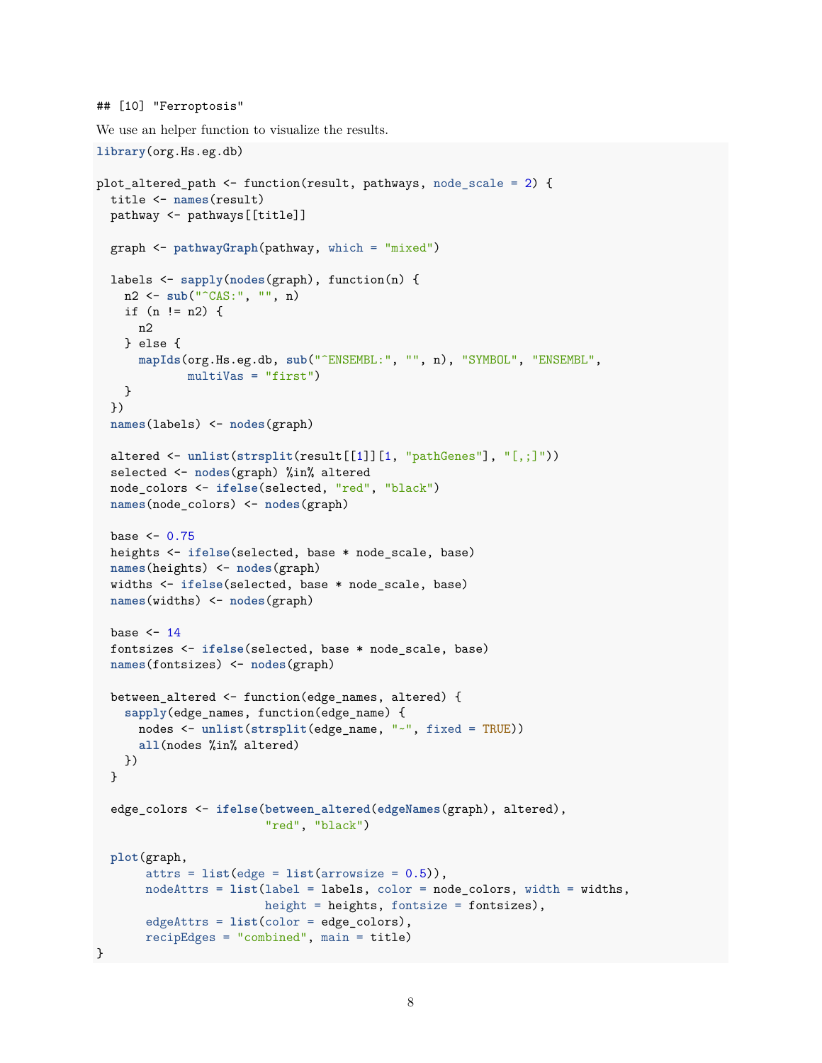```
## [10] "Ferroptosis"
```

We use an helper function to visualize the results.

```
library(org.Hs.eg.db)

plot_altered_path <- function(result, pathways, node_scale = 2) {
  title <- names(result)
  pathway <- pathways[[title]]

  graph <- pathwayGraph(pathway, which = "mixed")

  labels <- sapply(nodes(graph), function(n) {
    n2 <- sub("^CAS:", "", n)
    if (n != n2) {
      n2
    } else {
      mapIds(org.Hs.eg.db, sub("^ENSEMBL:", "", n), "SYMBOL", "ENSEMBL",
             multiVas = "first")
    }
  })
  names(labels) <- nodes(graph)

  altered <- unlist(strsplit(result[[1]][1, "pathGenes"], "[,;]"))
  selected <- nodes(graph) %in% altered
  node_colors <- ifelse(selected, "red", "black")
  names(node_colors) <- nodes(graph)

  base <- 0.75
  heights <- ifelse(selected, base * node_scale, base)
  names(heights) <- nodes(graph)
  widths <- ifelse(selected, base * node_scale, base)
  names(widths) <- nodes(graph)

  base <- 14
  fontsizes <- ifelse(selected, base * node_scale, base)
  names(fontsizes) <- nodes(graph)

  between_altered <- function(edge_names, altered) {
    sapply(edge_names, function(edge_name) {
      nodes <- unlist(strsplit(edge_name, "~", fixed = TRUE))
      all(nodes %in% altered)
    })
  }

  edge_colors <- ifelse(between_altered(edgeNames(graph), altered),
                        "red", "black")

  plot(graph,
       attrs = list(edge = list(arrowsize = 0.5)),
       nodeAttrs = list(label = labels, color = node_colors, width = widths,
                        height = heights, fontsize = fontsizes),
       edgeAttrs = list(color = edge_colors),
       recipEdges = "combined", main = title)
}
```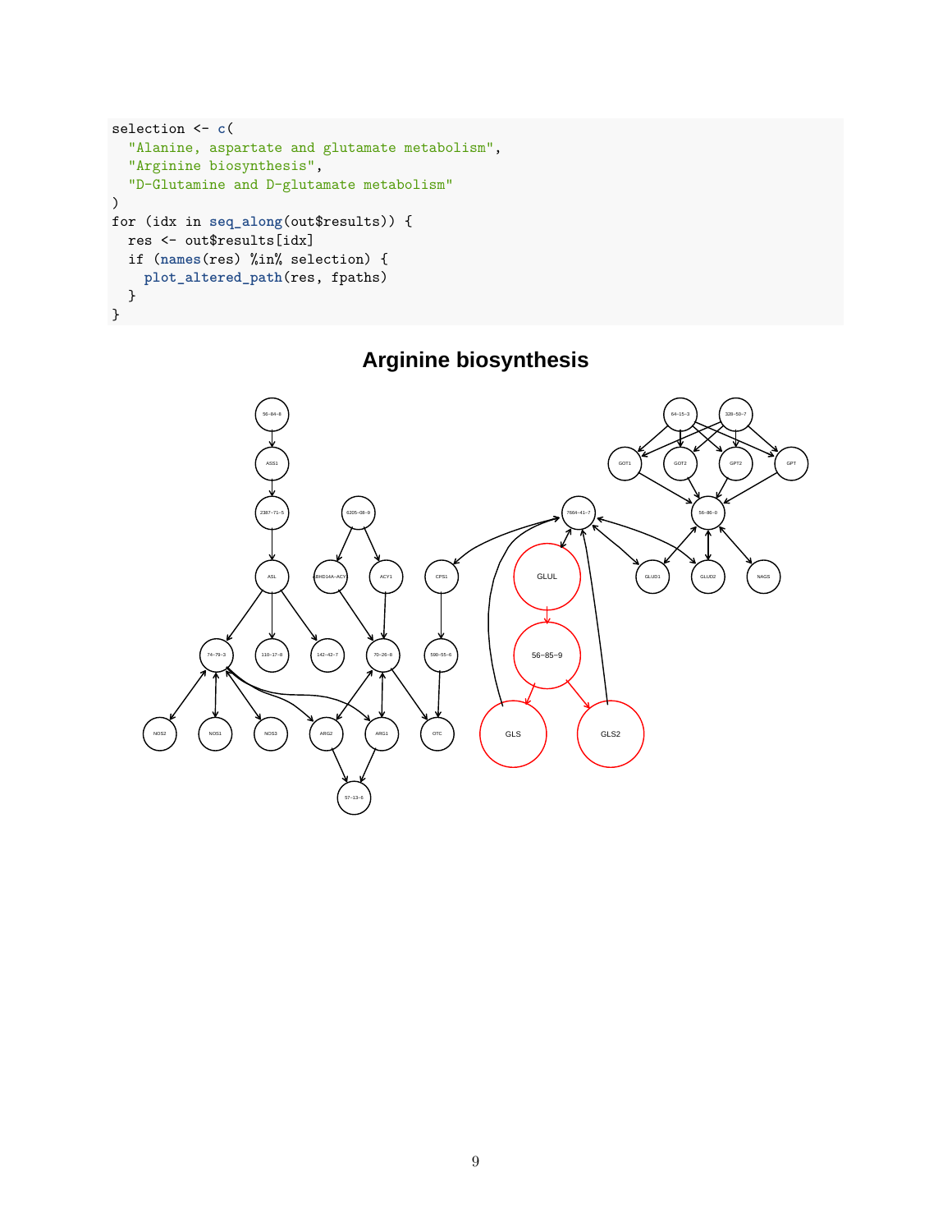```r
selection <- c(
  "Alanine, aspartate and glutamate metabolism",
  "Arginine biosynthesis",
  "D-Glutamine and D-glutamate metabolism"
)
for (idx in seq_along(out$results)) {
  res <- out$results[idx]
  if (names(res) %in% selection) {
    plot_altered_path(res, fpaths)
  }
}
```

**Arginine biosynthesis**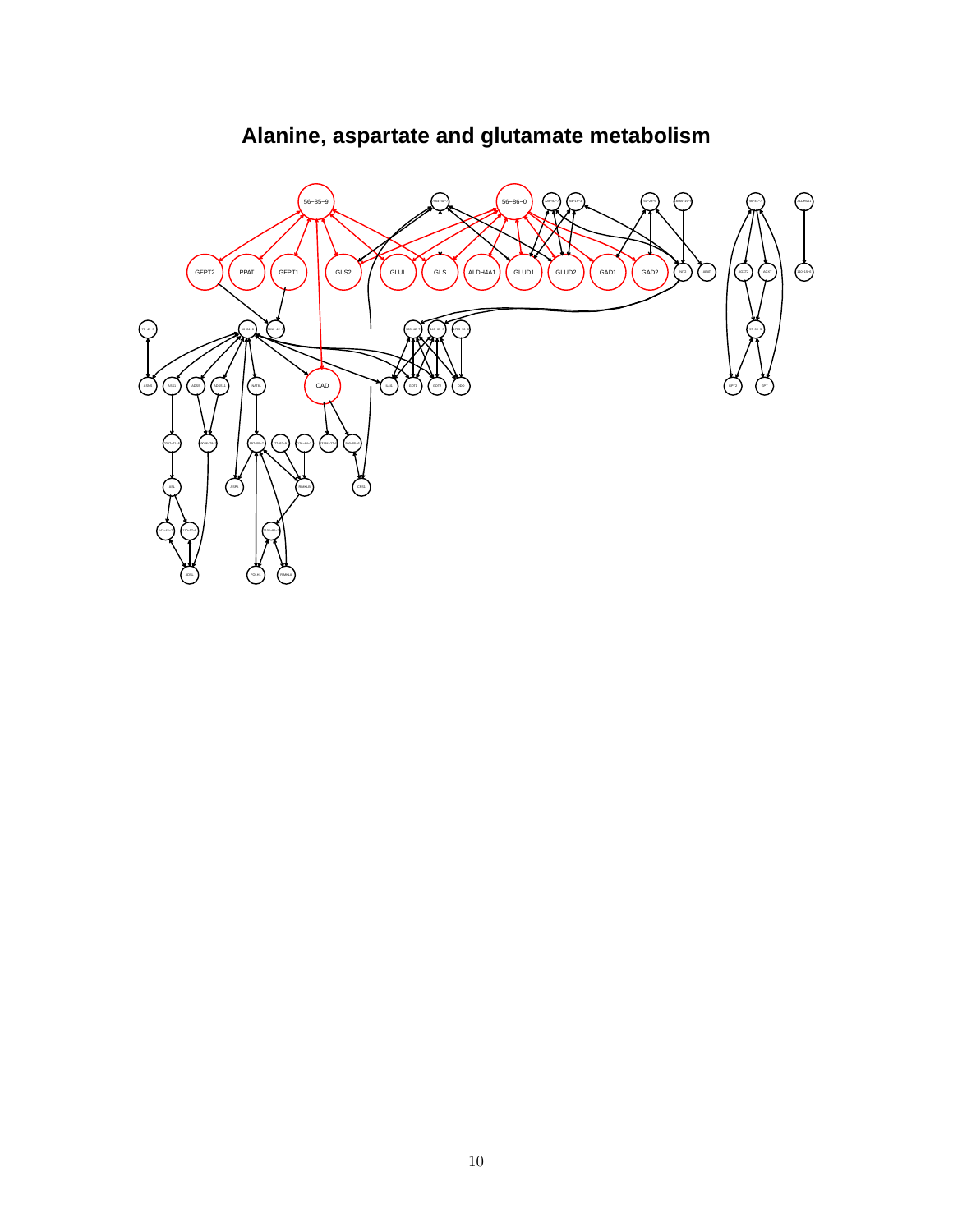# Alanine, aspartate and glutamate metabolism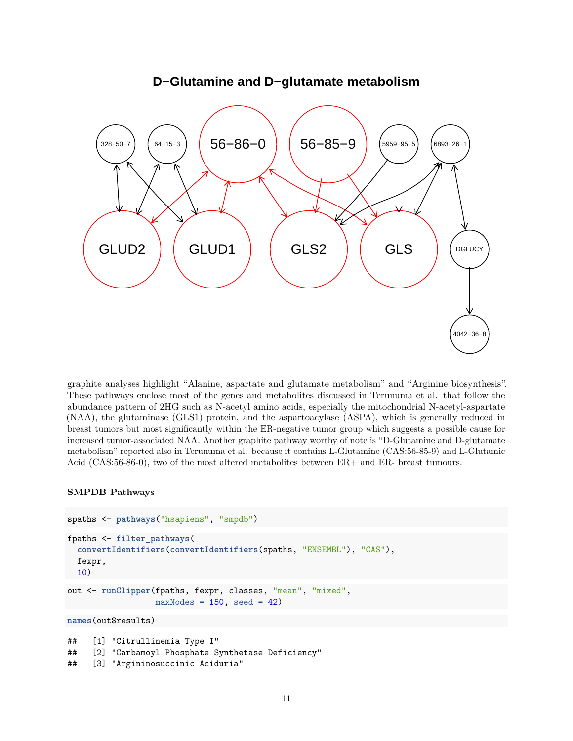graphite analyses highlight “Alanine, aspartate and glutamate metabolism” and “Arginine biosynthesis”. These pathways enclose most of the genes and metabolites discussed in Terunuma et al. that follow the abundance pattern of 2HG such as N-acetyl amino acids, especially the mitochondrial N-acetyl-aspartate (NAA), the glutaminase (GLS1) protein, and the aspartoacylase (ASPA), which is generally reduced in breast tumors but most significantly within the ER-negative tumor group which suggests a possible cause for increased tumor-associated NAA. Another graphite pathway worthy of note is “D-Glutamine and D-glutamate metabolism” reported also in Terunuma et al. because it contains L-Glutamine (CAS:56-85-9) and L-Glutamic Acid (CAS:56-86-0), two of the most altered metabolites between ER+ and ER- breast tumours.

### SMPDB Pathways

```
spaths <- pathways("hsapiens", "smpdb")
```

```
fpaths <- filter_pathways(
  convertIdentifiers(convertIdentifiers(spaths, "ENSEMBL"), "CAS"),
  fexpr,
  10)
```

```
out <- runClipper(fpaths, fexpr, classes, "mean", "mixed",
                  maxNodes = 150, seed = 42)
```

```
names(out$results)
```

```
##   [1] "Citrullinemia Type I"
##   [2] "Carbamoyl Phosphate Synthetase Deficiency"
##   [3] "Argininosuccinic Aciduria"
```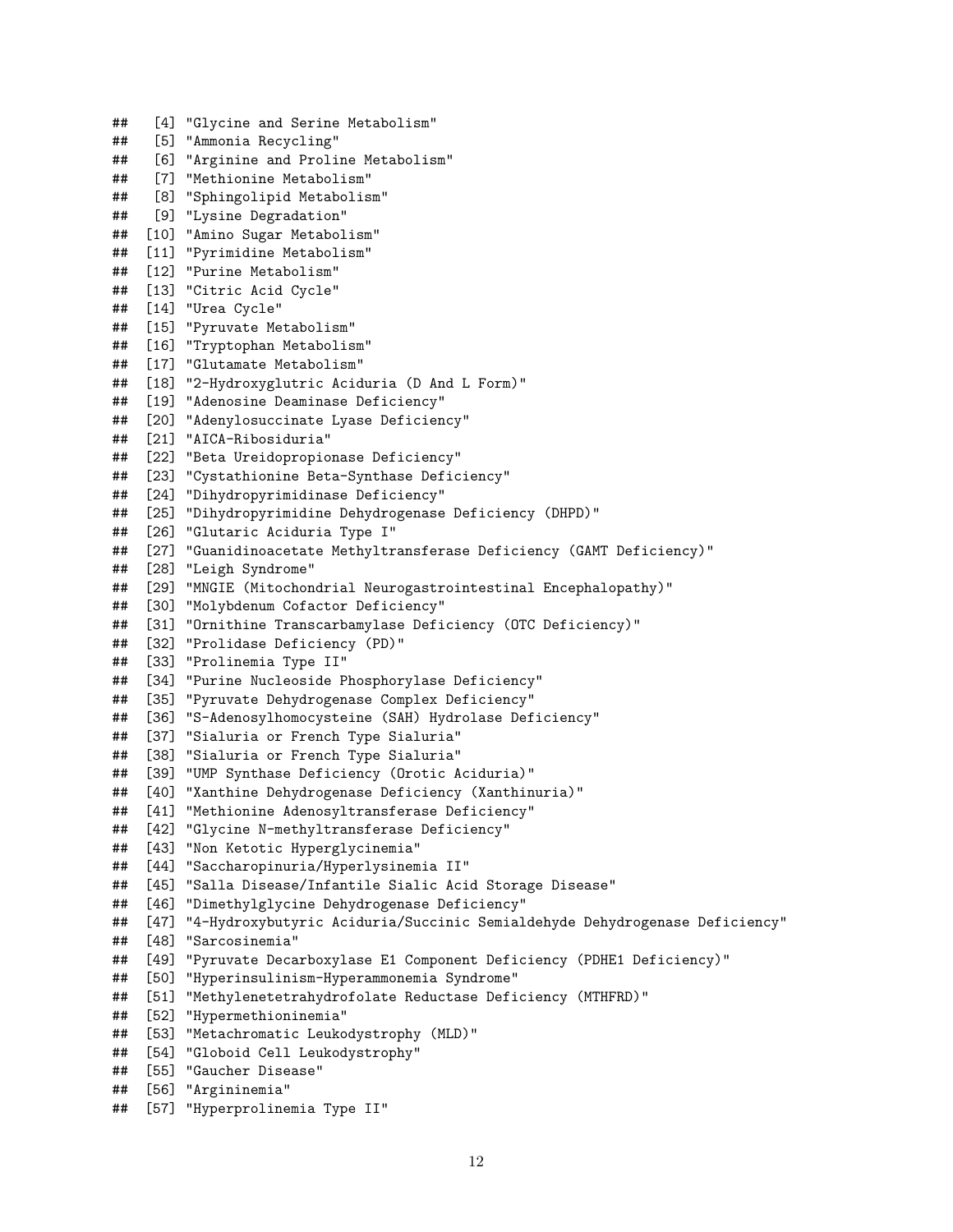```
##  [4] "Glycine and Serine Metabolism"
##  [5] "Ammonia Recycling"
##  [6] "Arginine and Proline Metabolism"
##  [7] "Methionine Metabolism"
##  [8] "Sphingolipid Metabolism"
##  [9] "Lysine Degradation"
## [10] "Amino Sugar Metabolism"
## [11] "Pyrimidine Metabolism"
## [12] "Purine Metabolism"
## [13] "Citric Acid Cycle"
## [14] "Urea Cycle"
## [15] "Pyruvate Metabolism"
## [16] "Tryptophan Metabolism"
## [17] "Glutamate Metabolism"
## [18] "2-Hydroxyglutric Aciduria (D And L Form)"
## [19] "Adenosine Deaminase Deficiency"
## [20] "Adenylosuccinate Lyase Deficiency"
## [21] "AICA-Ribosiduria"
## [22] "Beta Ureidopropionase Deficiency"
## [23] "Cystathionine Beta-Synthase Deficiency"
## [24] "Dihydropyrimidinase Deficiency"
## [25] "Dihydropyrimidine Dehydrogenase Deficiency (DHPD)"
## [26] "Glutaric Aciduria Type I"
## [27] "Guanidinoacetate Methyltransferase Deficiency (GAMT Deficiency)"
## [28] "Leigh Syndrome"
## [29] "MNGIE (Mitochondrial Neurogastrointestinal Encephalopathy)"
## [30] "Molybdenum Cofactor Deficiency"
## [31] "Ornithine Transcarbamylase Deficiency (OTC Deficiency)"
## [32] "Prolidase Deficiency (PD)"
## [33] "Prolinemia Type II"
## [34] "Purine Nucleoside Phosphorylase Deficiency"
## [35] "Pyruvate Dehydrogenase Complex Deficiency"
## [36] "S-Adenosylhomocysteine (SAH) Hydrolase Deficiency"
## [37] "Sialuria or French Type Sialuria"
## [38] "Sialuria or French Type Sialuria"
## [39] "UMP Synthase Deficiency (Orotic Aciduria)"
## [40] "Xanthine Dehydrogenase Deficiency (Xanthinuria)"
## [41] "Methionine Adenosyltransferase Deficiency"
## [42] "Glycine N-methyltransferase Deficiency"
## [43] "Non Ketotic Hyperglycinemia"
## [44] "Saccharopinuria/Hyperlysinemia II"
## [45] "Salla Disease/Infantile Sialic Acid Storage Disease"
## [46] "Dimethylglycine Dehydrogenase Deficiency"
## [47] "4-Hydroxybutyric Aciduria/Succinic Semialdehyde Dehydrogenase Deficiency"
## [48] "Sarcosinemia"
## [49] "Pyruvate Decarboxylase E1 Component Deficiency (PDHE1 Deficiency)"
## [50] "Hyperinsulinism-Hyperammonemia Syndrome"
## [51] "Methylenetetrahydrofolate Reductase Deficiency (MTHFRD)"
## [52] "Hypermethioninemia"
## [53] "Metachromatic Leukodystrophy (MLD)"
## [54] "Globoid Cell Leukodystrophy"
## [55] "Gaucher Disease"
## [56] "Argininemia"
## [57] "Hyperprolinemia Type II"
```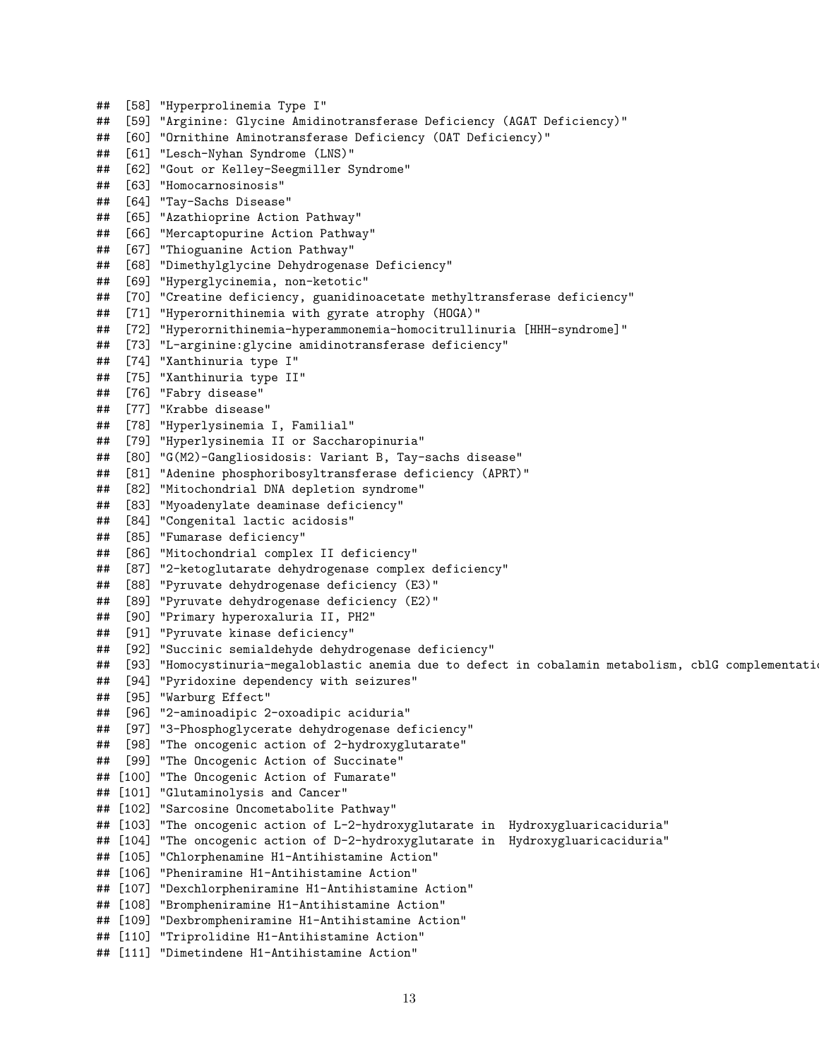```
##  [58] "Hyperprolinemia Type I"
##  [59] "Arginine: Glycine Amidinotransferase Deficiency (AGAT Deficiency)"
##  [60] "Ornithine Aminotransferase Deficiency (OAT Deficiency)"
##  [61] "Lesch-Nyhan Syndrome (LNS)"
##  [62] "Gout or Kelley-Seegmiller Syndrome"
##  [63] "Homocarnosinosis"
##  [64] "Tay-Sachs Disease"
##  [65] "Azathioprine Action Pathway"
##  [66] "Mercaptopurine Action Pathway"
##  [67] "Thioguanine Action Pathway"
##  [68] "Dimethylglycine Dehydrogenase Deficiency"
##  [69] "Hyperglycinemia, non-ketotic"
##  [70] "Creatine deficiency, guanidinoacetate methyltransferase deficiency"
##  [71] "Hyperornithinemia with gyrate atrophy (HOGA)"
##  [72] "Hyperornithinemia-hyperammonemia-homocitrullinuria [HHH-syndrome]"
##  [73] "L-arginine:glycine amidinotransferase deficiency"
##  [74] "Xanthinuria type I"
##  [75] "Xanthinuria type II"
##  [76] "Fabry disease"
##  [77] "Krabbe disease"
##  [78] "Hyperlysinemia I, Familial"
##  [79] "Hyperlysinemia II or Saccharopinuria"
##  [80] "G(M2)-Gangliosidosis: Variant B, Tay-sachs disease"
##  [81] "Adenine phosphoribosyltransferase deficiency (APRT)"
##  [82] "Mitochondrial DNA depletion syndrome"
##  [83] "Myoadenylate deaminase deficiency"
##  [84] "Congenital lactic acidosis"
##  [85] "Fumarase deficiency"
##  [86] "Mitochondrial complex II deficiency"
##  [87] "2-ketoglutarate dehydrogenase complex deficiency"
##  [88] "Pyruvate dehydrogenase deficiency (E3)"
##  [89] "Pyruvate dehydrogenase deficiency (E2)"
##  [90] "Primary hyperoxaluria II, PH2"
##  [91] "Pyruvate kinase deficiency"
##  [92] "Succinic semialdehyde dehydrogenase deficiency"
##  [93] "Homocystinuria-megaloblastic anemia due to defect in cobalamin metabolism, cblG complementatio
##  [94] "Pyridoxine dependency with seizures"
##  [95] "Warburg Effect"
##  [96] "2-aminoadipic 2-oxoadipic aciduria"
##  [97] "3-Phosphoglycerate dehydrogenase deficiency"
##  [98] "The oncogenic action of 2-hydroxyglutarate"
##  [99] "The Oncogenic Action of Succinate"
## [100] "The Oncogenic Action of Fumarate"
## [101] "Glutaminolysis and Cancer"
## [102] "Sarcosine Oncometabolite Pathway"
## [103] "The oncogenic action of L-2-hydroxyglutarate in  Hydroxygluaricaciduria"
## [104] "The oncogenic action of D-2-hydroxyglutarate in  Hydroxygluaricaciduria"
## [105] "Chlorphenamine H1-Antihistamine Action"
## [106] "Pheniramine H1-Antihistamine Action"
## [107] "Dexchlorpheniramine H1-Antihistamine Action"
## [108] "Brompheniramine H1-Antihistamine Action"
## [109] "Dexbrompheniramine H1-Antihistamine Action"
## [110] "Triprolidine H1-Antihistamine Action"
## [111] "Dimetindene H1-Antihistamine Action"
```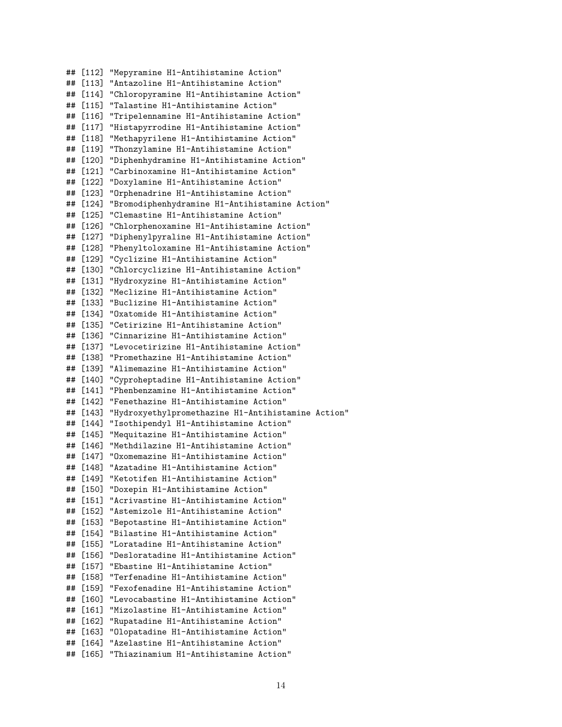```
## [112] "Mepyramine H1-Antihistamine Action"
## [113] "Antazoline H1-Antihistamine Action"
## [114] "Chloropyramine H1-Antihistamine Action"
## [115] "Talastine H1-Antihistamine Action"
## [116] "Tripelennamine H1-Antihistamine Action"
## [117] "Histapyrrodine H1-Antihistamine Action"
## [118] "Methapyrilene H1-Antihistamine Action"
## [119] "Thonzylamine H1-Antihistamine Action"
## [120] "Diphenhydramine H1-Antihistamine Action"
## [121] "Carbinoxamine H1-Antihistamine Action"
## [122] "Doxylamine H1-Antihistamine Action"
## [123] "Orphenadrine H1-Antihistamine Action"
## [124] "Bromodiphenhydramine H1-Antihistamine Action"
## [125] "Clemastine H1-Antihistamine Action"
## [126] "Chlorphenoxamine H1-Antihistamine Action"
## [127] "Diphenylpyraline H1-Antihistamine Action"
## [128] "Phenyltoloxamine H1-Antihistamine Action"
## [129] "Cyclizine H1-Antihistamine Action"
## [130] "Chlorcyclizine H1-Antihistamine Action"
## [131] "Hydroxyzine H1-Antihistamine Action"
## [132] "Meclizine H1-Antihistamine Action"
## [133] "Buclizine H1-Antihistamine Action"
## [134] "Oxatomide H1-Antihistamine Action"
## [135] "Cetirizine H1-Antihistamine Action"
## [136] "Cinnarizine H1-Antihistamine Action"
## [137] "Levocetirizine H1-Antihistamine Action"
## [138] "Promethazine H1-Antihistamine Action"
## [139] "Alimemazine H1-Antihistamine Action"
## [140] "Cyproheptadine H1-Antihistamine Action"
## [141] "Phenbenzamine H1-Antihistamine Action"
## [142] "Fenethazine H1-Antihistamine Action"
## [143] "Hydroxyethylpromethazine H1-Antihistamine Action"
## [144] "Isothipendyl H1-Antihistamine Action"
## [145] "Mequitazine H1-Antihistamine Action"
## [146] "Methdilazine H1-Antihistamine Action"
## [147] "Oxomemazine H1-Antihistamine Action"
## [148] "Azatadine H1-Antihistamine Action"
## [149] "Ketotifen H1-Antihistamine Action"
## [150] "Doxepin H1-Antihistamine Action"
## [151] "Acrivastine H1-Antihistamine Action"
## [152] "Astemizole H1-Antihistamine Action"
## [153] "Bepotastine H1-Antihistamine Action"
## [154] "Bilastine H1-Antihistamine Action"
## [155] "Loratadine H1-Antihistamine Action"
## [156] "Desloratadine H1-Antihistamine Action"
## [157] "Ebastine H1-Antihistamine Action"
## [158] "Terfenadine H1-Antihistamine Action"
## [159] "Fexofenadine H1-Antihistamine Action"
## [160] "Levocabastine H1-Antihistamine Action"
## [161] "Mizolastine H1-Antihistamine Action"
## [162] "Rupatadine H1-Antihistamine Action"
## [163] "Olopatadine H1-Antihistamine Action"
## [164] "Azelastine H1-Antihistamine Action"
## [165] "Thiazinamium H1-Antihistamine Action"
```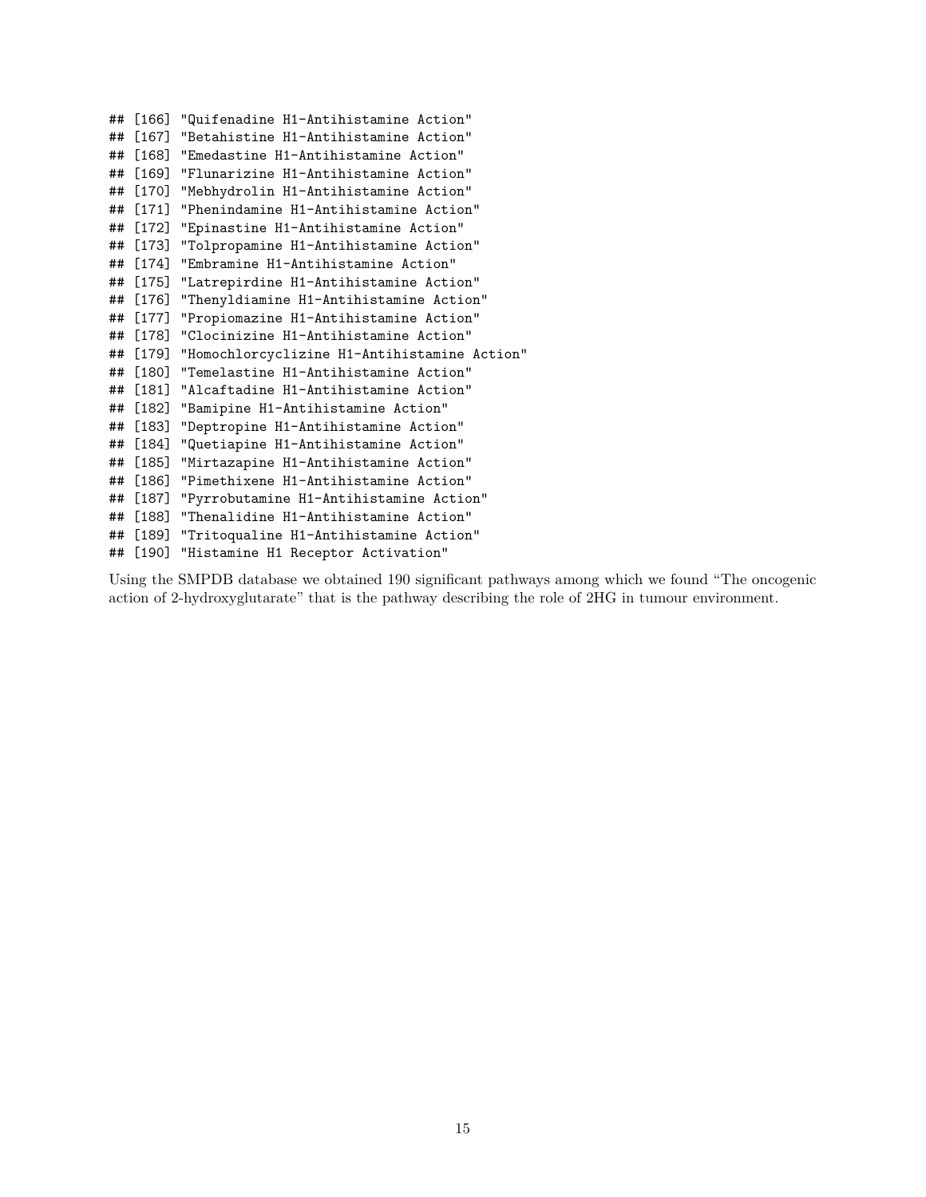```
## [166] "Quifenadine H1-Antihistamine Action"
## [167] "Betahistine H1-Antihistamine Action"
## [168] "Emedastine H1-Antihistamine Action"
## [169] "Flunarizine H1-Antihistamine Action"
## [170] "Mebhydrolin H1-Antihistamine Action"
## [171] "Phenindamine H1-Antihistamine Action"
## [172] "Epinastine H1-Antihistamine Action"
## [173] "Tolpropamine H1-Antihistamine Action"
## [174] "Embramine H1-Antihistamine Action"
## [175] "Latrepirdine H1-Antihistamine Action"
## [176] "Thenyldiamine H1-Antihistamine Action"
## [177] "Propiomazine H1-Antihistamine Action"
## [178] "Clocinizine H1-Antihistamine Action"
## [179] "Homochlorcyclizine H1-Antihistamine Action"
## [180] "Temelastine H1-Antihistamine Action"
## [181] "Alcaftadine H1-Antihistamine Action"
## [182] "Bamipine H1-Antihistamine Action"
## [183] "Deptropine H1-Antihistamine Action"
## [184] "Quetiapine H1-Antihistamine Action"
## [185] "Mirtazapine H1-Antihistamine Action"
## [186] "Pimethixene H1-Antihistamine Action"
## [187] "Pyrrobutamine H1-Antihistamine Action"
## [188] "Thenalidine H1-Antihistamine Action"
## [189] "Tritoqualine H1-Antihistamine Action"
## [190] "Histamine H1 Receptor Activation"
```

Using the SMPDB database we obtained 190 significant pathways among which we found "The oncogenic action of 2-hydroxyglutarate" that is the pathway describing the role of 2HG in tumour environment.